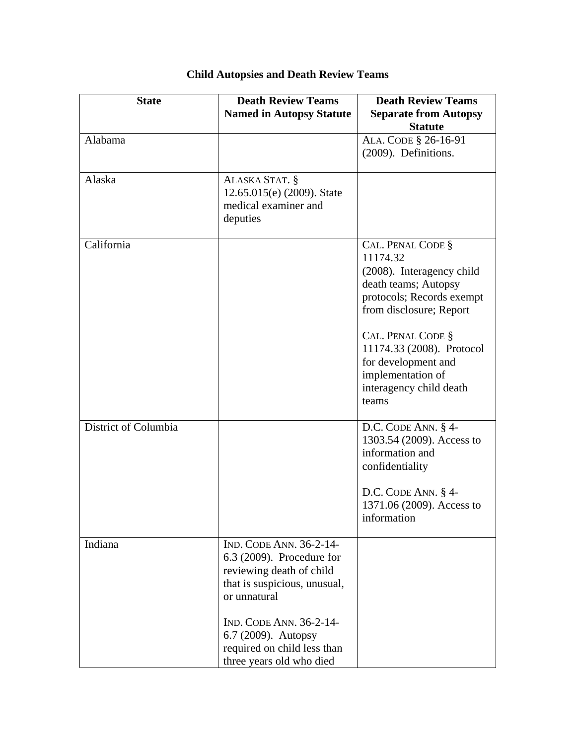# Child Autopsies and Death Review Teams

| State | Death Review Teams Named in Autopsy Statute | Death Review Teams Separate from Autopsy Statute |
|---|---|---|
| Alabama | | ALA. CODE § 26-16-91 (2009). Definitions. |
| Alaska | ALASKA STAT. § 12.65.015(e) (2009). State medical examiner and deputies | |
| California | | CAL. PENAL CODE § 11174.32 (2008). Interagency child death teams; Autopsy protocols; Records exempt from disclosure; Report<br><br>CAL. PENAL CODE § 11174.33 (2008). Protocol for development and implementation of interagency child death teams |
| District of Columbia | | D.C. CODE ANN. § 4-1303.54 (2009). Access to information and confidentiality<br><br>D.C. CODE ANN. § 4-1371.06 (2009). Access to information |
| Indiana | IND. CODE ANN. 36-2-14-6.3 (2009). Procedure for reviewing death of child that is suspicious, unusual, or unnatural<br><br>IND. CODE ANN. 36-2-14-6.7 (2009). Autopsy required on child less than three years old who died | |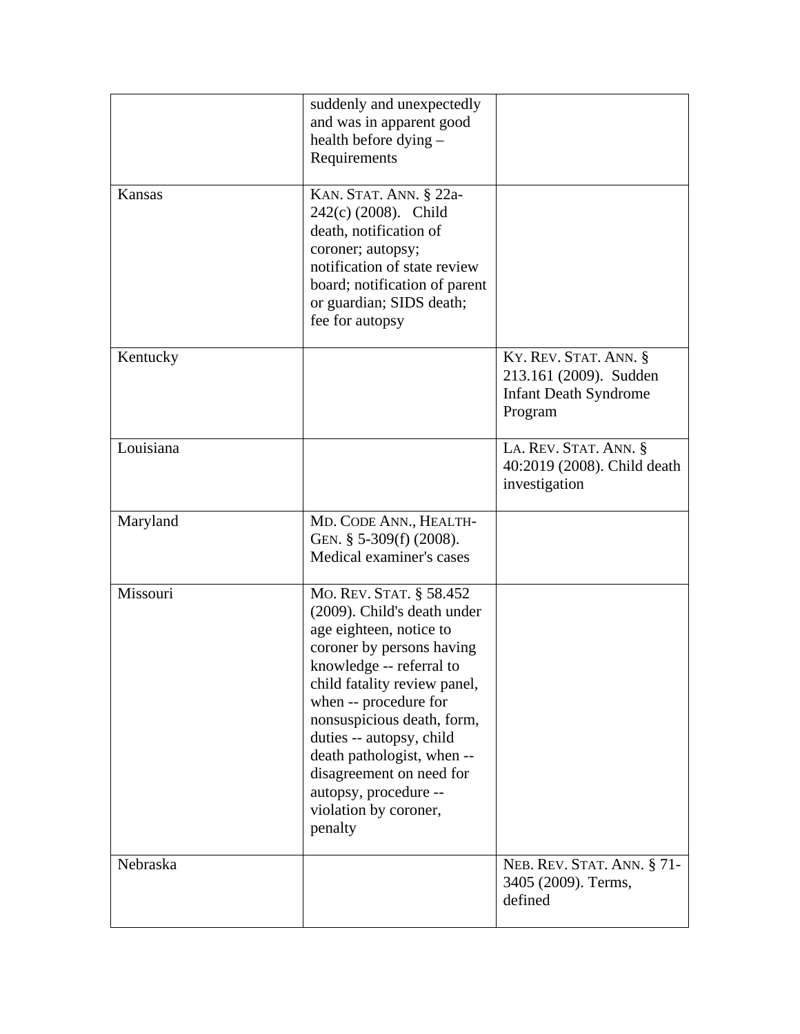| | | |
|---|---|---|
| | suddenly and unexpectedly and was in apparent good health before dying – Requirements | |
| Kansas | KAN. STAT. ANN. § 22a-242(c) (2008). Child death, notification of coroner; autopsy; notification of state review board; notification of parent or guardian; SIDS death; fee for autopsy | |
| Kentucky | | KY. REV. STAT. ANN. § 213.161 (2009). Sudden Infant Death Syndrome Program |
| Louisiana | | LA. REV. STAT. ANN. § 40:2019 (2008). Child death investigation |
| Maryland | MD. CODE ANN., HEALTH-GEN. § 5-309(f) (2008). Medical examiner's cases | |
| Missouri | MO. REV. STAT. § 58.452 (2009). Child's death under age eighteen, notice to coroner by persons having knowledge -- referral to child fatality review panel, when -- procedure for nonsuspicious death, form, duties -- autopsy, child death pathologist, when -- disagreement on need for autopsy, procedure -- violation by coroner, penalty | |
| Nebraska | | NEB. REV. STAT. ANN. § 71-3405 (2009). Terms, defined |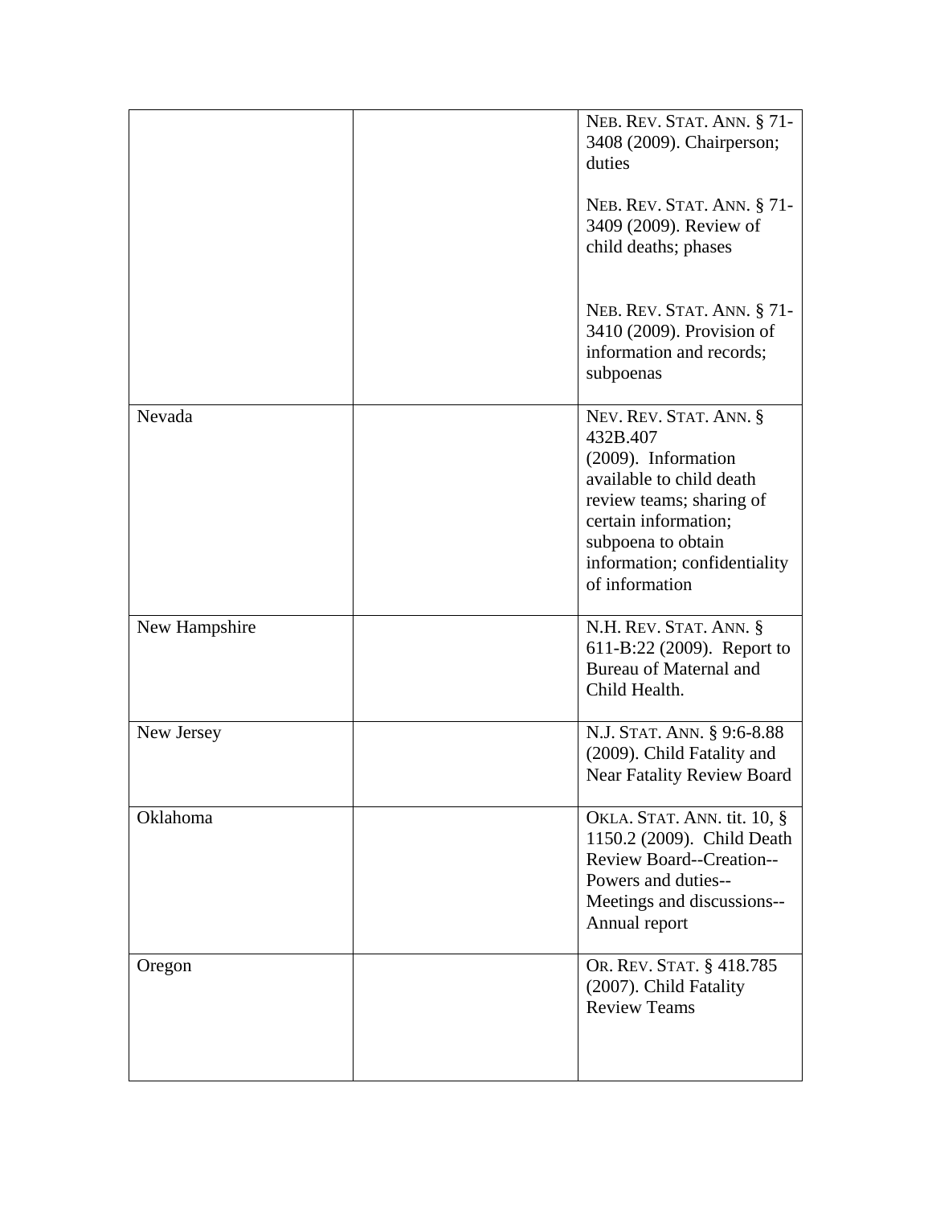| | | |
|---|---|---|
| | | NEB. REV. STAT. ANN. § 71-3408 (2009). Chairperson; duties<br><br>NEB. REV. STAT. ANN. § 71-3409 (2009). Review of child deaths; phases<br><br>NEB. REV. STAT. ANN. § 71-3410 (2009). Provision of information and records; subpoenas |
| Nevada | | NEV. REV. STAT. ANN. § 432B.407 (2009). Information available to child death review teams; sharing of certain information; subpoena to obtain information; confidentiality of information |
| New Hampshire | | N.H. REV. STAT. ANN. § 611-B:22 (2009). Report to Bureau of Maternal and Child Health. |
| New Jersey | | N.J. STAT. ANN. § 9:6-8.88 (2009). Child Fatality and Near Fatality Review Board |
| Oklahoma | | OKLA. STAT. ANN. tit. 10, § 1150.2 (2009). Child Death Review Board--Creation--Powers and duties--Meetings and discussions--Annual report |
| Oregon | | OR. REV. STAT. § 418.785 (2007). Child Fatality Review Teams |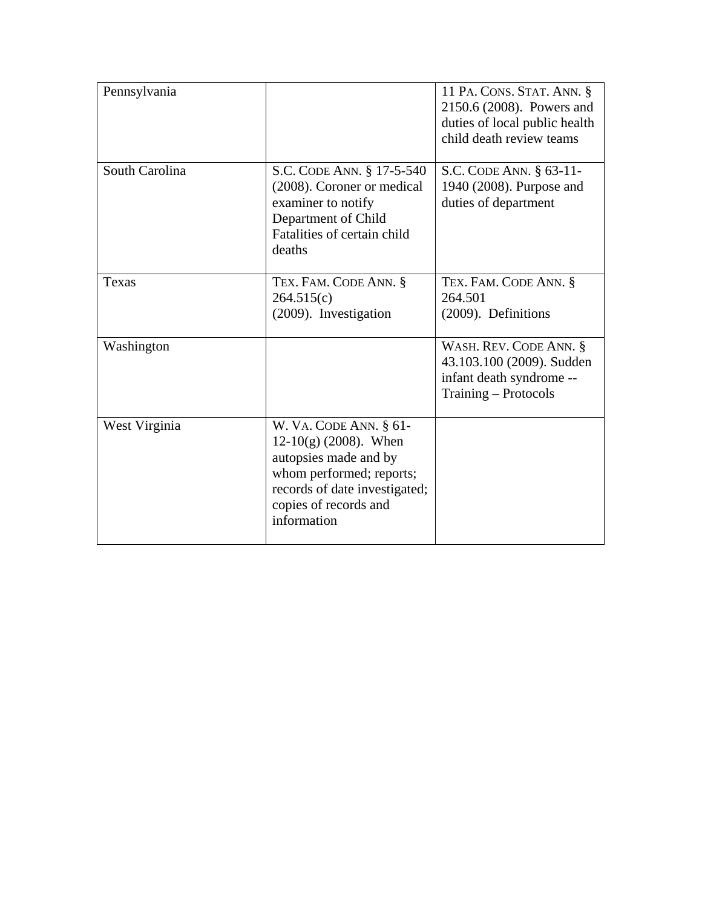| | | |
|---|---|---|
| Pennsylvania | | 11 PA. CONS. STAT. ANN. § 2150.6 (2008). Powers and duties of local public health child death review teams |
| South Carolina | S.C. CODE ANN. § 17-5-540 (2008). Coroner or medical examiner to notify Department of Child Fatalities of certain child deaths | S.C. CODE ANN. § 63-11-1940 (2008). Purpose and duties of department |
| Texas | TEX. FAM. CODE ANN. § 264.515(c) (2009). Investigation | TEX. FAM. CODE ANN. § 264.501 (2009). Definitions |
| Washington | | WASH. REV. CODE ANN. § 43.103.100 (2009). Sudden infant death syndrome -- Training – Protocols |
| West Virginia | W. VA. CODE ANN. § 61-12-10(g) (2008). When autopsies made and by whom performed; reports; records of date investigated; copies of records and information | |